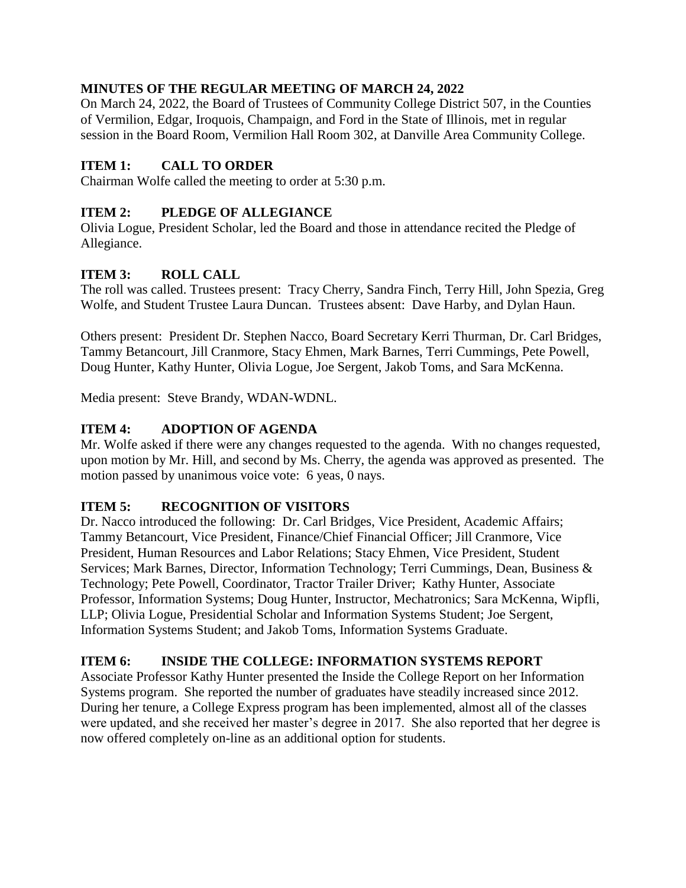**MINUTES OF THE REGULAR MEETING OF MARCH 24, 2022**

On March 24, 2022, the Board of Trustees of Community College District 507, in the Counties of Vermilion, Edgar, Iroquois, Champaign, and Ford in the State of Illinois, met in regular session in the Board Room, Vermilion Hall Room 302, at Danville Area Community College.

## ITEM 1: CALL TO ORDER

Chairman Wolfe called the meeting to order at 5:30 p.m.

## ITEM 2: PLEDGE OF ALLEGIANCE

Olivia Logue, President Scholar, led the Board and those in attendance recited the Pledge of Allegiance.

## ITEM 3: ROLL CALL

The roll was called. Trustees present: Tracy Cherry, Sandra Finch, Terry Hill, John Spezia, Greg Wolfe, and Student Trustee Laura Duncan. Trustees absent: Dave Harby, and Dylan Haun.

Others present: President Dr. Stephen Nacco, Board Secretary Kerri Thurman, Dr. Carl Bridges, Tammy Betancourt, Jill Cranmore, Stacy Ehmen, Mark Barnes, Terri Cummings, Pete Powell, Doug Hunter, Kathy Hunter, Olivia Logue, Joe Sergent, Jakob Toms, and Sara McKenna.

Media present: Steve Brandy, WDAN-WDNL.

## ITEM 4: ADOPTION OF AGENDA

Mr. Wolfe asked if there were any changes requested to the agenda. With no changes requested, upon motion by Mr. Hill, and second by Ms. Cherry, the agenda was approved as presented. The motion passed by unanimous voice vote: 6 yeas, 0 nays.

## ITEM 5: RECOGNITION OF VISITORS

Dr. Nacco introduced the following: Dr. Carl Bridges, Vice President, Academic Affairs; Tammy Betancourt, Vice President, Finance/Chief Financial Officer; Jill Cranmore, Vice President, Human Resources and Labor Relations; Stacy Ehmen, Vice President, Student Services; Mark Barnes, Director, Information Technology; Terri Cummings, Dean, Business & Technology; Pete Powell, Coordinator, Tractor Trailer Driver; Kathy Hunter, Associate Professor, Information Systems; Doug Hunter, Instructor, Mechatronics; Sara McKenna, Wipfli, LLP; Olivia Logue, Presidential Scholar and Information Systems Student; Joe Sergent, Information Systems Student; and Jakob Toms, Information Systems Graduate.

## ITEM 6: INSIDE THE COLLEGE: INFORMATION SYSTEMS REPORT

Associate Professor Kathy Hunter presented the Inside the College Report on her Information Systems program. She reported the number of graduates have steadily increased since 2012. During her tenure, a College Express program has been implemented, almost all of the classes were updated, and she received her master's degree in 2017. She also reported that her degree is now offered completely on-line as an additional option for students.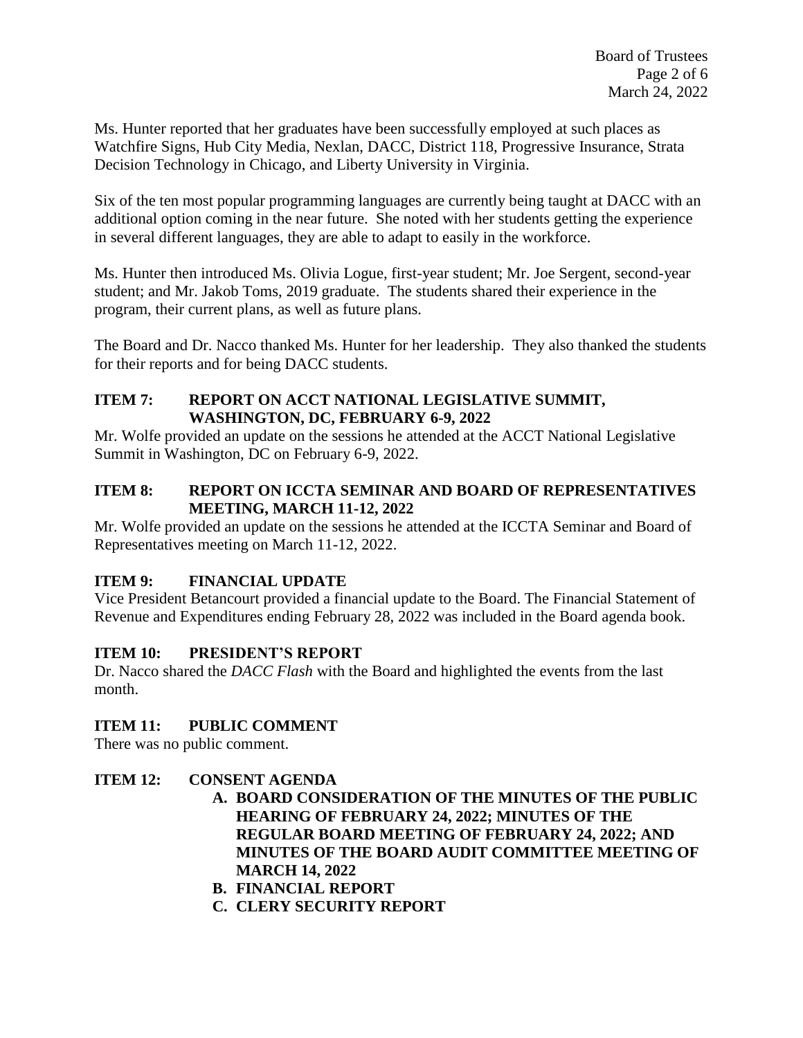Ms. Hunter reported that her graduates have been successfully employed at such places as Watchfire Signs, Hub City Media, Nexlan, DACC, District 118, Progressive Insurance, Strata Decision Technology in Chicago, and Liberty University in Virginia.

Six of the ten most popular programming languages are currently being taught at DACC with an additional option coming in the near future. She noted with her students getting the experience in several different languages, they are able to adapt to easily in the workforce.

Ms. Hunter then introduced Ms. Olivia Logue, first-year student; Mr. Joe Sergent, second-year student; and Mr. Jakob Toms, 2019 graduate. The students shared their experience in the program, their current plans, as well as future plans.

The Board and Dr. Nacco thanked Ms. Hunter for her leadership. They also thanked the students for their reports and for being DACC students.

**ITEM 7: REPORT ON ACCT NATIONAL LEGISLATIVE SUMMIT, WASHINGTON, DC, FEBRUARY 6-9, 2022**

Mr. Wolfe provided an update on the sessions he attended at the ACCT National Legislative Summit in Washington, DC on February 6-9, 2022.

**ITEM 8: REPORT ON ICCTA SEMINAR AND BOARD OF REPRESENTATIVES MEETING, MARCH 11-12, 2022**

Mr. Wolfe provided an update on the sessions he attended at the ICCTA Seminar and Board of Representatives meeting on March 11-12, 2022.

**ITEM 9: FINANCIAL UPDATE**

Vice President Betancourt provided a financial update to the Board. The Financial Statement of Revenue and Expenditures ending February 28, 2022 was included in the Board agenda book.

**ITEM 10: PRESIDENT'S REPORT**

Dr. Nacco shared the *DACC Flash* with the Board and highlighted the events from the last month.

**ITEM 11: PUBLIC COMMENT**

There was no public comment.

**ITEM 12: CONSENT AGENDA**

- **A. BOARD CONSIDERATION OF THE MINUTES OF THE PUBLIC HEARING OF FEBRUARY 24, 2022; MINUTES OF THE REGULAR BOARD MEETING OF FEBRUARY 24, 2022; AND MINUTES OF THE BOARD AUDIT COMMITTEE MEETING OF MARCH 14, 2022**
- **B. FINANCIAL REPORT**
- **C. CLERY SECURITY REPORT**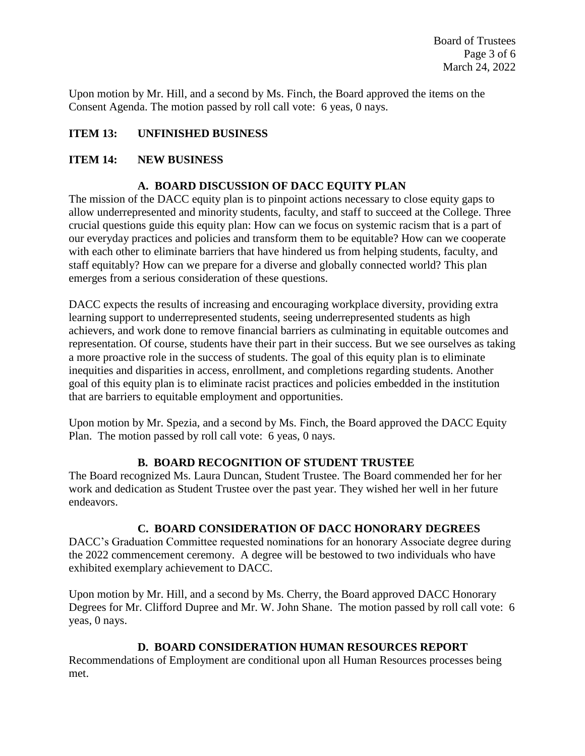Upon motion by Mr. Hill, and a second by Ms. Finch, the Board approved the items on the Consent Agenda. The motion passed by roll call vote: 6 yeas, 0 nays.

## ITEM 13: UNFINISHED BUSINESS

## ITEM 14: NEW BUSINESS

### A. BOARD DISCUSSION OF DACC EQUITY PLAN

The mission of the DACC equity plan is to pinpoint actions necessary to close equity gaps to allow underrepresented and minority students, faculty, and staff to succeed at the College. Three crucial questions guide this equity plan: How can we focus on systemic racism that is a part of our everyday practices and policies and transform them to be equitable? How can we cooperate with each other to eliminate barriers that have hindered us from helping students, faculty, and staff equitably? How can we prepare for a diverse and globally connected world? This plan emerges from a serious consideration of these questions.

DACC expects the results of increasing and encouraging workplace diversity, providing extra learning support to underrepresented students, seeing underrepresented students as high achievers, and work done to remove financial barriers as culminating in equitable outcomes and representation. Of course, students have their part in their success. But we see ourselves as taking a more proactive role in the success of students. The goal of this equity plan is to eliminate inequities and disparities in access, enrollment, and completions regarding students. Another goal of this equity plan is to eliminate racist practices and policies embedded in the institution that are barriers to equitable employment and opportunities.

Upon motion by Mr. Spezia, and a second by Ms. Finch, the Board approved the DACC Equity Plan. The motion passed by roll call vote: 6 yeas, 0 nays.

### B. BOARD RECOGNITION OF STUDENT TRUSTEE

The Board recognized Ms. Laura Duncan, Student Trustee. The Board commended her for her work and dedication as Student Trustee over the past year. They wished her well in her future endeavors.

### C. BOARD CONSIDERATION OF DACC HONORARY DEGREES

DACC's Graduation Committee requested nominations for an honorary Associate degree during the 2022 commencement ceremony. A degree will be bestowed to two individuals who have exhibited exemplary achievement to DACC.

Upon motion by Mr. Hill, and a second by Ms. Cherry, the Board approved DACC Honorary Degrees for Mr. Clifford Dupree and Mr. W. John Shane. The motion passed by roll call vote: 6 yeas, 0 nays.

### D. BOARD CONSIDERATION HUMAN RESOURCES REPORT

Recommendations of Employment are conditional upon all Human Resources processes being met.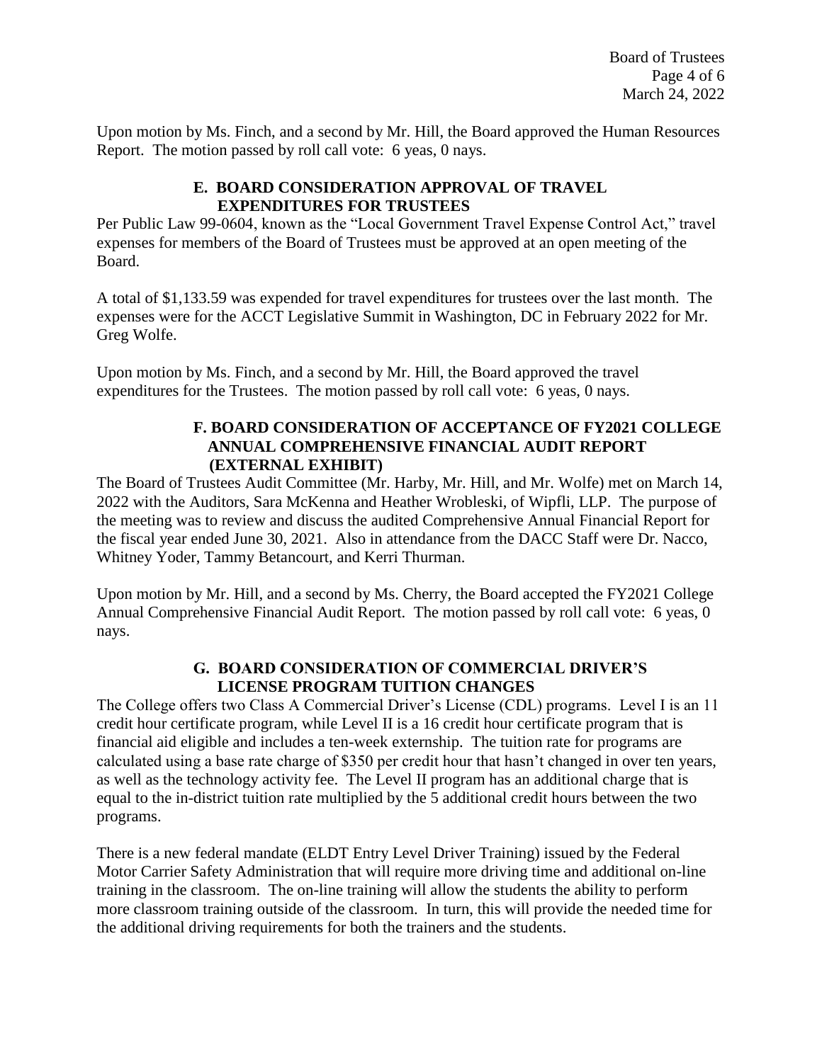Upon motion by Ms. Finch, and a second by Mr. Hill, the Board approved the Human Resources Report. The motion passed by roll call vote: 6 yeas, 0 nays.

### E. BOARD CONSIDERATION APPROVAL OF TRAVEL EXPENDITURES FOR TRUSTEES

Per Public Law 99-0604, known as the "Local Government Travel Expense Control Act," travel expenses for members of the Board of Trustees must be approved at an open meeting of the Board.

A total of $1,133.59 was expended for travel expenditures for trustees over the last month. The expenses were for the ACCT Legislative Summit in Washington, DC in February 2022 for Mr. Greg Wolfe.

Upon motion by Ms. Finch, and a second by Mr. Hill, the Board approved the travel expenditures for the Trustees. The motion passed by roll call vote: 6 yeas, 0 nays.

### F. BOARD CONSIDERATION OF ACCEPTANCE OF FY2021 COLLEGE ANNUAL COMPREHENSIVE FINANCIAL AUDIT REPORT (EXTERNAL EXHIBIT)

The Board of Trustees Audit Committee (Mr. Harby, Mr. Hill, and Mr. Wolfe) met on March 14, 2022 with the Auditors, Sara McKenna and Heather Wrobleski, of Wipfli, LLP. The purpose of the meeting was to review and discuss the audited Comprehensive Annual Financial Report for the fiscal year ended June 30, 2021. Also in attendance from the DACC Staff were Dr. Nacco, Whitney Yoder, Tammy Betancourt, and Kerri Thurman.

Upon motion by Mr. Hill, and a second by Ms. Cherry, the Board accepted the FY2021 College Annual Comprehensive Financial Audit Report. The motion passed by roll call vote: 6 yeas, 0 nays.

### G. BOARD CONSIDERATION OF COMMERCIAL DRIVER'S LICENSE PROGRAM TUITION CHANGES

The College offers two Class A Commercial Driver's License (CDL) programs. Level I is an 11 credit hour certificate program, while Level II is a 16 credit hour certificate program that is financial aid eligible and includes a ten-week externship. The tuition rate for programs are calculated using a base rate charge of $350 per credit hour that hasn't changed in over ten years, as well as the technology activity fee. The Level II program has an additional charge that is equal to the in-district tuition rate multiplied by the 5 additional credit hours between the two programs.

There is a new federal mandate (ELDT Entry Level Driver Training) issued by the Federal Motor Carrier Safety Administration that will require more driving time and additional on-line training in the classroom. The on-line training will allow the students the ability to perform more classroom training outside of the classroom. In turn, this will provide the needed time for the additional driving requirements for both the trainers and the students.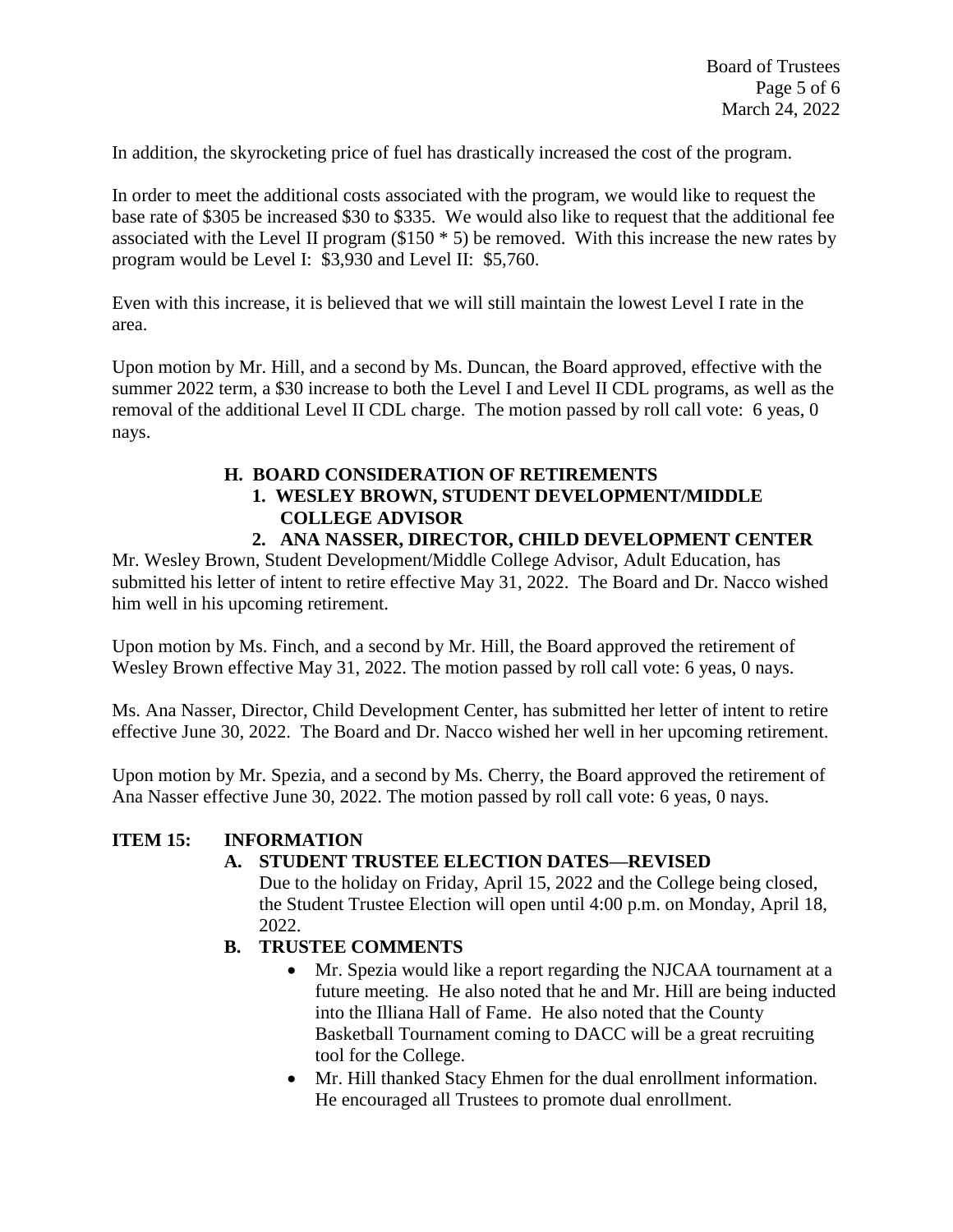In addition, the skyrocketing price of fuel has drastically increased the cost of the program.

In order to meet the additional costs associated with the program, we would like to request the base rate of $305 be increased $30 to $335. We would also like to request that the additional fee associated with the Level II program ($150 * 5) be removed. With this increase the new rates by program would be Level I: $3,930 and Level II: $5,760.

Even with this increase, it is believed that we will still maintain the lowest Level I rate in the area.

Upon motion by Mr. Hill, and a second by Ms. Duncan, the Board approved, effective with the summer 2022 term, a $30 increase to both the Level I and Level II CDL programs, as well as the removal of the additional Level II CDL charge. The motion passed by roll call vote: 6 yeas, 0 nays.

**H. BOARD CONSIDERATION OF RETIREMENTS**

**1. WESLEY BROWN, STUDENT DEVELOPMENT/MIDDLE COLLEGE ADVISOR**

**2. ANA NASSER, DIRECTOR, CHILD DEVELOPMENT CENTER**

Mr. Wesley Brown, Student Development/Middle College Advisor, Adult Education, has submitted his letter of intent to retire effective May 31, 2022. The Board and Dr. Nacco wished him well in his upcoming retirement.

Upon motion by Ms. Finch, and a second by Mr. Hill, the Board approved the retirement of Wesley Brown effective May 31, 2022. The motion passed by roll call vote: 6 yeas, 0 nays.

Ms. Ana Nasser, Director, Child Development Center, has submitted her letter of intent to retire effective June 30, 2022. The Board and Dr. Nacco wished her well in her upcoming retirement.

Upon motion by Mr. Spezia, and a second by Ms. Cherry, the Board approved the retirement of Ana Nasser effective June 30, 2022. The motion passed by roll call vote: 6 yeas, 0 nays.

**ITEM 15: INFORMATION**

**A. STUDENT TRUSTEE ELECTION DATES—REVISED**

Due to the holiday on Friday, April 15, 2022 and the College being closed, the Student Trustee Election will open until 4:00 p.m. on Monday, April 18, 2022.

**B. TRUSTEE COMMENTS**

- Mr. Spezia would like a report regarding the NJCAA tournament at a future meeting. He also noted that he and Mr. Hill are being inducted into the Illiana Hall of Fame. He also noted that the County Basketball Tournament coming to DACC will be a great recruiting tool for the College.
- Mr. Hill thanked Stacy Ehmen for the dual enrollment information. He encouraged all Trustees to promote dual enrollment.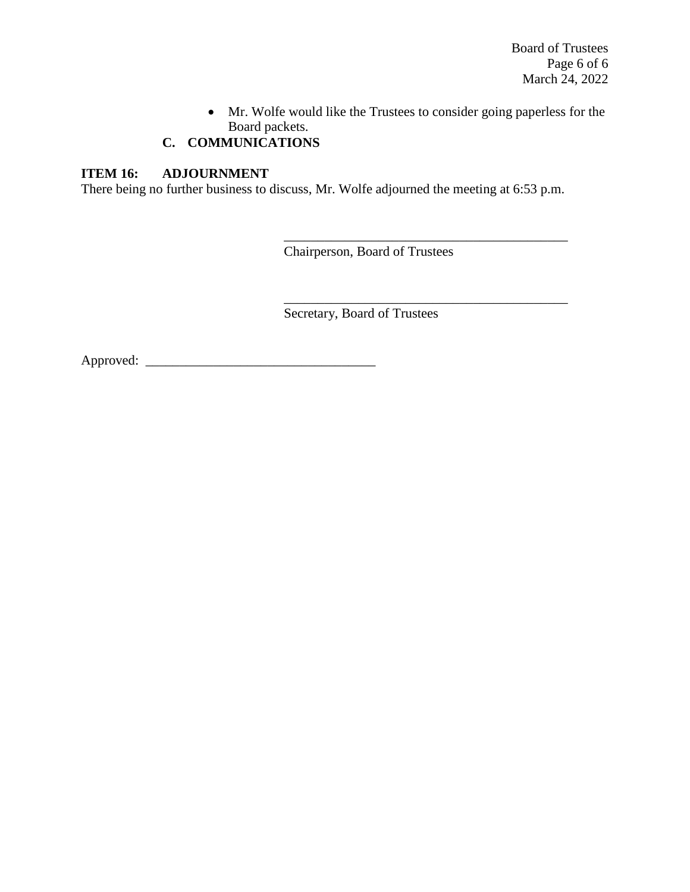- Mr. Wolfe would like the Trustees to consider going paperless for the Board packets.

**C. COMMUNICATIONS**

**ITEM 16: ADJOURNMENT**

There being no further business to discuss, Mr. Wolfe adjourned the meeting at 6:53 p.m.

\_\_\_\_\_\_\_\_\_\_\_\_\_\_\_\_\_\_\_\_\_\_\_\_\_\_\_\_\_\_\_\_\_\_\_\_\_\_\_\_\_\_\_\_

Chairperson, Board of Trustees

\_\_\_\_\_\_\_\_\_\_\_\_\_\_\_\_\_\_\_\_\_\_\_\_\_\_\_\_\_\_\_\_\_\_\_\_\_\_\_\_\_\_\_\_

Secretary, Board of Trustees

Approved: \_\_\_\_\_\_\_\_\_\_\_\_\_\_\_\_\_\_\_\_\_\_\_\_\_\_\_\_\_\_\_\_\_\_\_